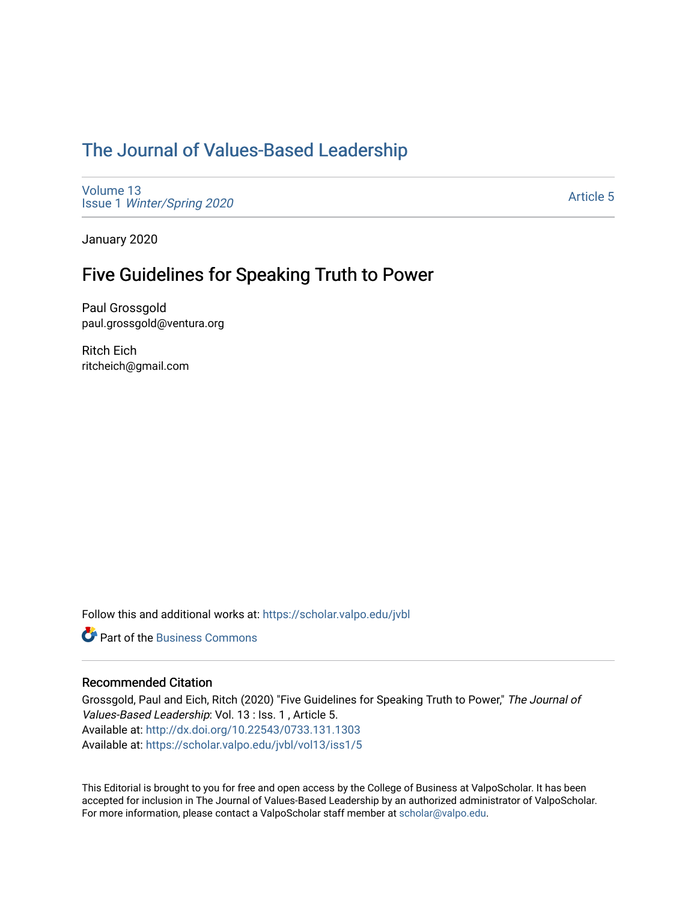# The Journal of Values-Based Leadership

Volume 13
Issue 1 *Winter/Spring 2020*

Article 5

January 2020

## Five Guidelines for Speaking Truth to Power

Paul Grossgold
paul.grossgold@ventura.org

Ritch Eich
ritcheich@gmail.com

Follow this and additional works at: https://scholar.valpo.edu/jvbl

Part of the Business Commons

### Recommended Citation

Grossgold, Paul and Eich, Ritch (2020) "Five Guidelines for Speaking Truth to Power," *The Journal of Values-Based Leadership*: Vol. 13 : Iss. 1 , Article 5.
Available at: http://dx.doi.org/10.22543/0733.131.1303
Available at: https://scholar.valpo.edu/jvbl/vol13/iss1/5

This Editorial is brought to you for free and open access by the College of Business at ValpoScholar. It has been accepted for inclusion in The Journal of Values-Based Leadership by an authorized administrator of ValpoScholar. For more information, please contact a ValpoScholar staff member at scholar@valpo.edu.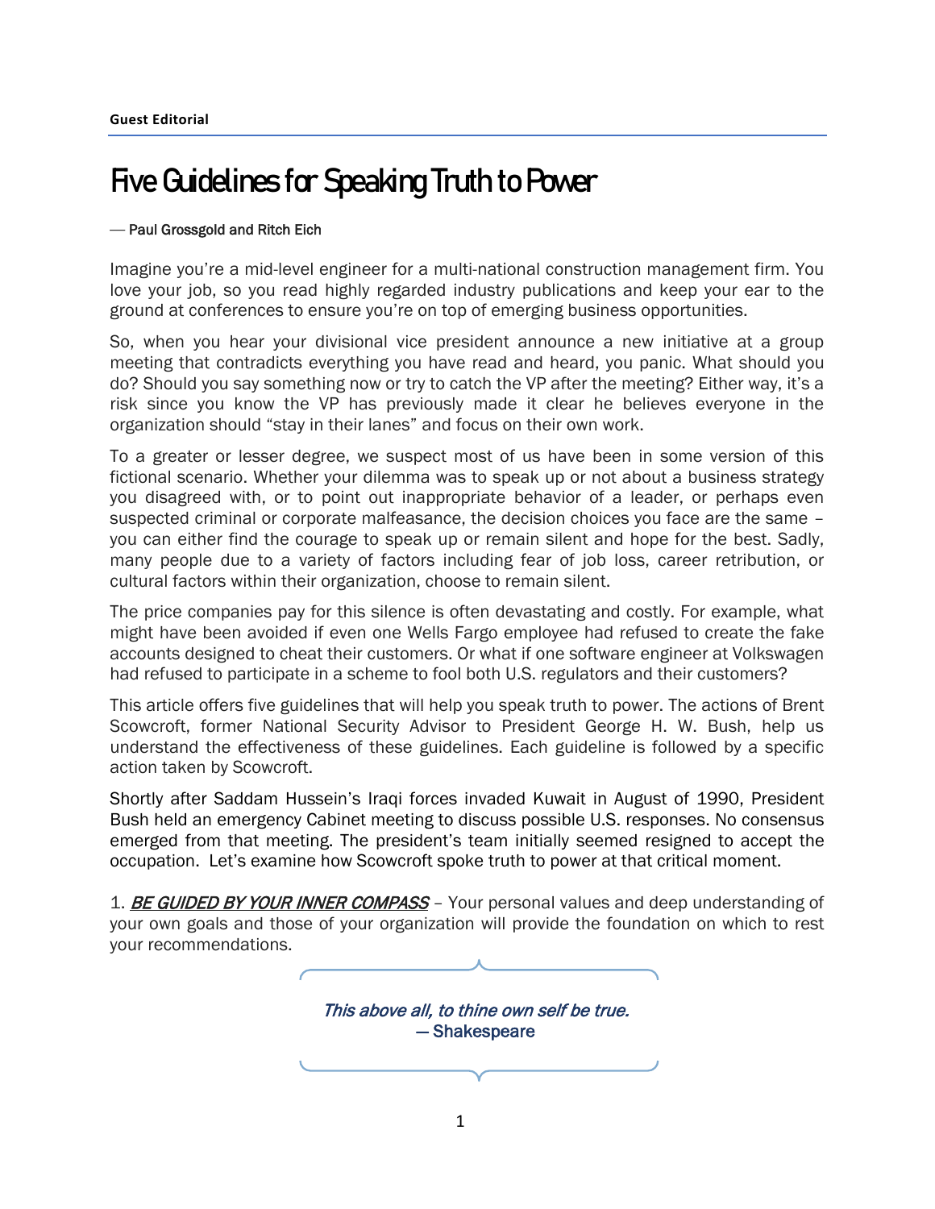Guest Editorial

# Five Guidelines for Speaking Truth to Power

— Paul Grossgold and Ritch Eich

Imagine you're a mid-level engineer for a multi-national construction management firm. You love your job, so you read highly regarded industry publications and keep your ear to the ground at conferences to ensure you're on top of emerging business opportunities.

So, when you hear your divisional vice president announce a new initiative at a group meeting that contradicts everything you have read and heard, you panic. What should you do? Should you say something now or try to catch the VP after the meeting? Either way, it's a risk since you know the VP has previously made it clear he believes everyone in the organization should "stay in their lanes" and focus on their own work.

To a greater or lesser degree, we suspect most of us have been in some version of this fictional scenario. Whether your dilemma was to speak up or not about a business strategy you disagreed with, or to point out inappropriate behavior of a leader, or perhaps even suspected criminal or corporate malfeasance, the decision choices you face are the same – you can either find the courage to speak up or remain silent and hope for the best. Sadly, many people due to a variety of factors including fear of job loss, career retribution, or cultural factors within their organization, choose to remain silent.

The price companies pay for this silence is often devastating and costly. For example, what might have been avoided if even one Wells Fargo employee had refused to create the fake accounts designed to cheat their customers. Or what if one software engineer at Volkswagen had refused to participate in a scheme to fool both U.S. regulators and their customers?

This article offers five guidelines that will help you speak truth to power. The actions of Brent Scowcroft, former National Security Advisor to President George H. W. Bush, help us understand the effectiveness of these guidelines. Each guideline is followed by a specific action taken by Scowcroft.

Shortly after Saddam Hussein's Iraqi forces invaded Kuwait in August of 1990, President Bush held an emergency Cabinet meeting to discuss possible U.S. responses. No consensus emerged from that meeting. The president's team initially seemed resigned to accept the occupation. Let's examine how Scowcroft spoke truth to power at that critical moment.

1. ***BE GUIDED BY YOUR INNER COMPASS*** – Your personal values and deep understanding of your own goals and those of your organization will provide the foundation on which to rest your recommendations.

> *This above all, to thine own self be true.*
> — Shakespeare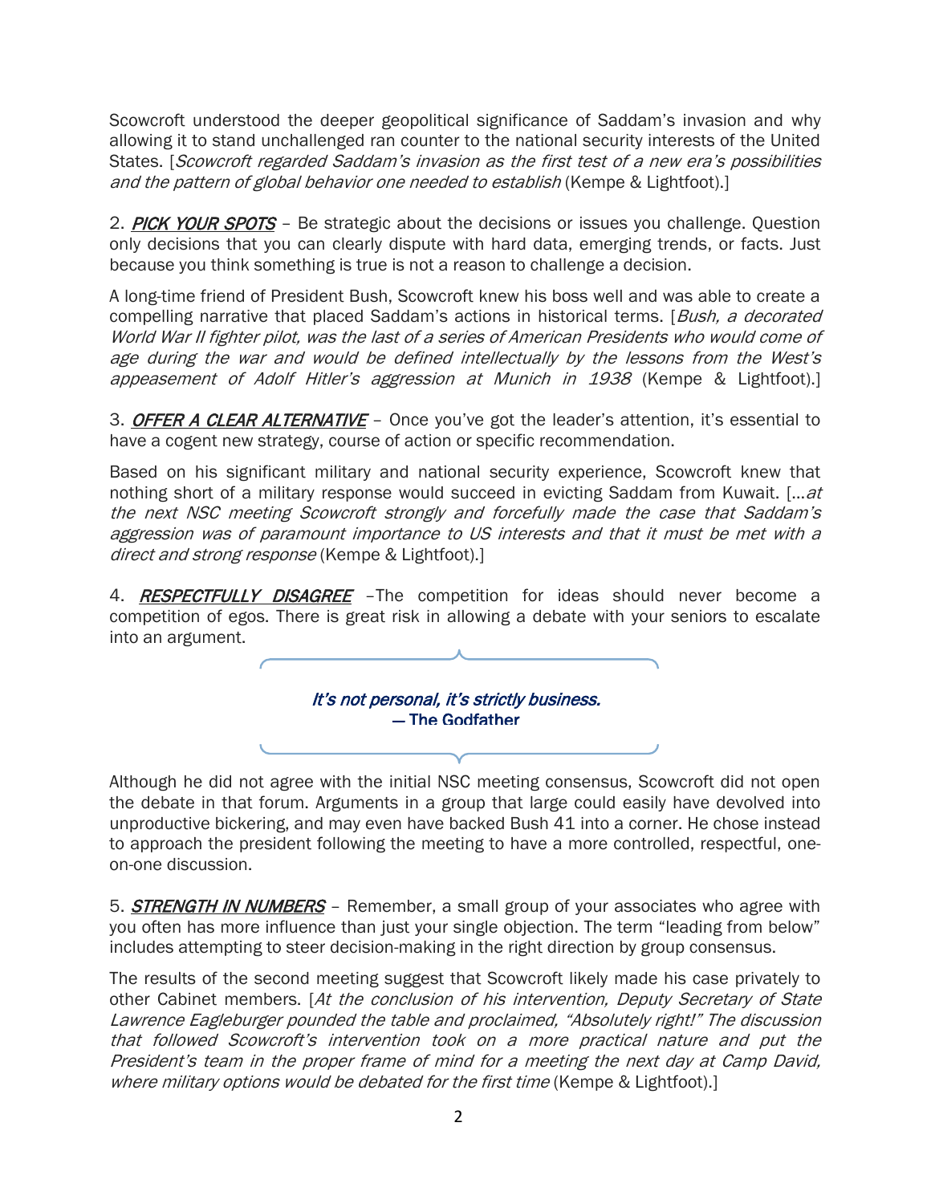Scowcroft understood the deeper geopolitical significance of Saddam's invasion and why allowing it to stand unchallenged ran counter to the national security interests of the United States. [*Scowcroft regarded Saddam's invasion as the first test of a new era's possibilities and the pattern of global behavior one needed to establish* (Kempe & Lightfoot).]

2. ***PICK YOUR SPOTS*** – Be strategic about the decisions or issues you challenge. Question only decisions that you can clearly dispute with hard data, emerging trends, or facts. Just because you think something is true is not a reason to challenge a decision.

A long-time friend of President Bush, Scowcroft knew his boss well and was able to create a compelling narrative that placed Saddam's actions in historical terms. [*Bush, a decorated World War II fighter pilot, was the last of a series of American Presidents who would come of age during the war and would be defined intellectually by the lessons from the West's appeasement of Adolf Hitler's aggression at Munich in 1938* (Kempe & Lightfoot).]

3. ***OFFER A CLEAR ALTERNATIVE*** – Once you've got the leader's attention, it's essential to have a cogent new strategy, course of action or specific recommendation.

Based on his significant military and national security experience, Scowcroft knew that nothing short of a military response would succeed in evicting Saddam from Kuwait. [*…at the next NSC meeting Scowcroft strongly and forcefully made the case that Saddam's aggression was of paramount importance to US interests and that it must be met with a direct and strong response* (Kempe & Lightfoot).]

4. ***RESPECTFULLY DISAGREE*** –The competition for ideas should never become a competition of egos. There is great risk in allowing a debate with your seniors to escalate into an argument.

> *It's not personal, it's strictly business.*
> **— The Godfather**

Although he did not agree with the initial NSC meeting consensus, Scowcroft did not open the debate in that forum. Arguments in a group that large could easily have devolved into unproductive bickering, and may even have backed Bush 41 into a corner. He chose instead to approach the president following the meeting to have a more controlled, respectful, one-on-one discussion.

5. ***STRENGTH IN NUMBERS*** – Remember, a small group of your associates who agree with you often has more influence than just your single objection. The term "leading from below" includes attempting to steer decision-making in the right direction by group consensus.

The results of the second meeting suggest that Scowcroft likely made his case privately to other Cabinet members. [*At the conclusion of his intervention, Deputy Secretary of State Lawrence Eagleburger pounded the table and proclaimed, "Absolutely right!" The discussion that followed Scowcroft's intervention took on a more practical nature and put the President's team in the proper frame of mind for a meeting the next day at Camp David, where military options would be debated for the first time* (Kempe & Lightfoot).]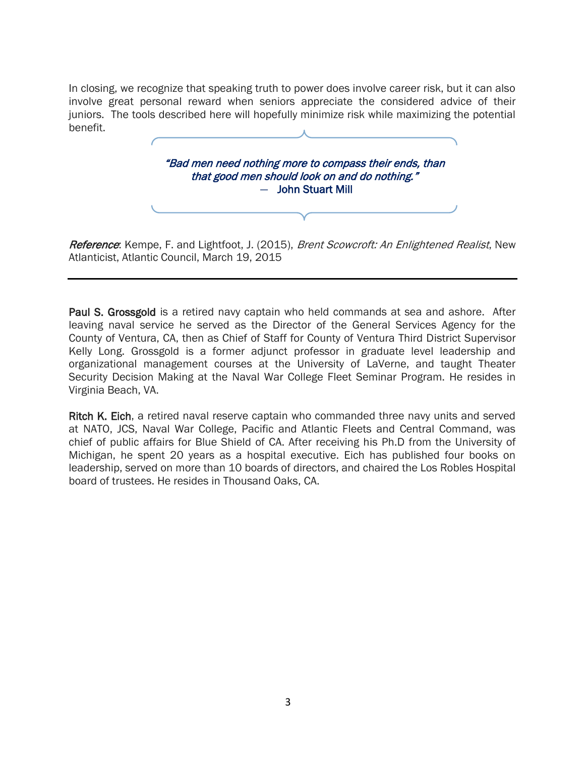In closing, we recognize that speaking truth to power does involve career risk, but it can also involve great personal reward when seniors appreciate the considered advice of their juniors. The tools described here will hopefully minimize risk while maximizing the potential benefit.

> *"Bad men need nothing more to compass their ends, than that good men should look on and do nothing."*
> — John Stuart Mill

***Reference***: Kempe, F. and Lightfoot, J. (2015), *Brent Scowcroft: An Enlightened Realist*, New Atlanticist, Atlantic Council, March 19, 2015

---

**Paul S. Grossgold** is a retired navy captain who held commands at sea and ashore. After leaving naval service he served as the Director of the General Services Agency for the County of Ventura, CA, then as Chief of Staff for County of Ventura Third District Supervisor Kelly Long. Grossgold is a former adjunct professor in graduate level leadership and organizational management courses at the University of LaVerne, and taught Theater Security Decision Making at the Naval War College Fleet Seminar Program. He resides in Virginia Beach, VA.

**Ritch K. Eich**, a retired naval reserve captain who commanded three navy units and served at NATO, JCS, Naval War College, Pacific and Atlantic Fleets and Central Command, was chief of public affairs for Blue Shield of CA. After receiving his Ph.D from the University of Michigan, he spent 20 years as a hospital executive. Eich has published four books on leadership, served on more than 10 boards of directors, and chaired the Los Robles Hospital board of trustees. He resides in Thousand Oaks, CA.